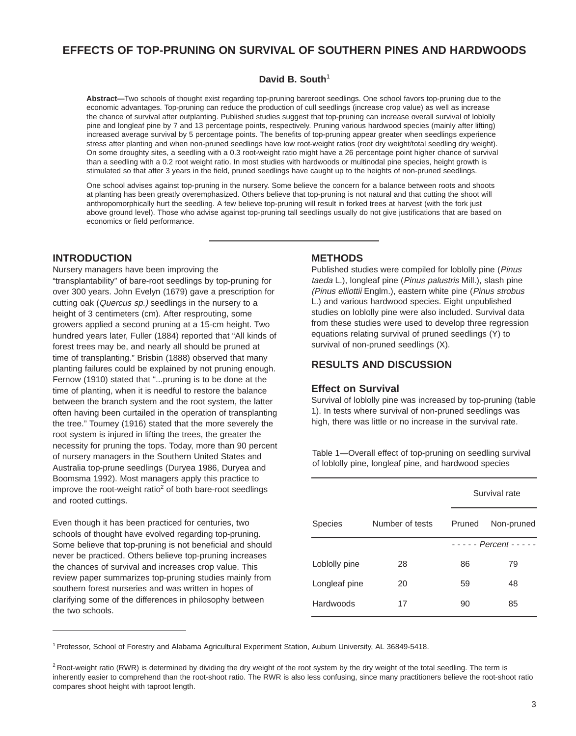# EFFECTS OF TOP-PRUNING ON SURVIVAL OF SOUTHERN PINES AND HARDWOODS

**David B. South**[1]

**Abstract—**Two schools of thought exist regarding top-pruning bareroot seedlings. One school favors top-pruning due to the economic advantages. Top-pruning can reduce the production of cull seedlings (increase crop value) as well as increase the chance of survival after outplanting. Published studies suggest that top-pruning can increase overall survival of loblolly pine and longleaf pine by 7 and 13 percentage points, respectively. Pruning various hardwood species (mainly after lifting) increased average survival by 5 percentage points. The benefits of top-pruning appear greater when seedlings experience stress after planting and when non-pruned seedlings have low root-weight ratios (root dry weight/total seedling dry weight). On some droughty sites, a seedling with a 0.3 root-weight ratio might have a 26 percentage point higher chance of survival than a seedling with a 0.2 root weight ratio. In most studies with hardwoods or multinodal pine species, height growth is stimulated so that after 3 years in the field, pruned seedlings have caught up to the heights of non-pruned seedlings.

One school advises against top-pruning in the nursery. Some believe the concern for a balance between roots and shoots at planting has been greatly overemphasized. Others believe that top-pruning is not natural and that cutting the shoot will anthropomorphically hurt the seedling. A few believe top-pruning will result in forked trees at harvest (with the fork just above ground level). Those who advise against top-pruning tall seedlings usually do not give justifications that are based on economics or field performance.

## INTRODUCTION

Nursery managers have been improving the "transplantability" of bare-root seedlings by top-pruning for over 300 years. John Evelyn (1679) gave a prescription for cutting oak (*Quercus sp.)* seedlings in the nursery to a height of 3 centimeters (cm). After resprouting, some growers applied a second pruning at a 15-cm height. Two hundred years later, Fuller (1884) reported that "All kinds of forest trees may be, and nearly all should be pruned at time of transplanting." Brisbin (1888) observed that many planting failures could be explained by not pruning enough. Fernow (1910) stated that "...pruning is to be done at the time of planting, when it is needful to restore the balance between the branch system and the root system, the latter often having been curtailed in the operation of transplanting the tree." Toumey (1916) stated that the more severely the root system is injured in lifting the trees, the greater the necessity for pruning the tops. Today, more than 90 percent of nursery managers in the Southern United States and Australia top-prune seedlings (Duryea 1986, Duryea and Boomsma 1992). Most managers apply this practice to improve the root-weight ratio[2] of both bare-root seedlings and rooted cuttings.

Even though it has been practiced for centuries, two schools of thought have evolved regarding top-pruning. Some believe that top-pruning is not beneficial and should never be practiced. Others believe top-pruning increases the chances of survival and increases crop value. This review paper summarizes top-pruning studies mainly from southern forest nurseries and was written in hopes of clarifying some of the differences in philosophy between the two schools.

## METHODS

Published studies were compiled for loblolly pine (*Pinus taeda* L.), longleaf pine (*Pinus palustris* Mill.), slash pine *(Pinus elliottii* Englm.), eastern white pine (*Pinus strobus* L.) and various hardwood species. Eight unpublished studies on loblolly pine were also included. Survival data from these studies were used to develop three regression equations relating survival of pruned seedlings (Y) to survival of non-pruned seedlings (X).

## RESULTS AND DISCUSSION

### Effect on Survival

Survival of loblolly pine was increased by top-pruning (table 1). In tests where survival of non-pruned seedlings was high, there was little or no increase in the survival rate.

Table 1—Overall effect of top-pruning on seedling survival of loblolly pine, longleaf pine, and hardwood species

| | | Survival rate | |
|---|---|---|---|
| Species | Number of tests | Pruned | Non-pruned |
| | | *- - - - - Percent - - - - -* | |
| Loblolly pine | 28 | 86 | 79 |
| Longleaf pine | 20 | 59 | 48 |
| Hardwoods | 17 | 90 | 85 |

[1] Professor, School of Forestry and Alabama Agricultural Experiment Station, Auburn University, AL 36849-5418.

[2] Root-weight ratio (RWR) is determined by dividing the dry weight of the root system by the dry weight of the total seedling. The term is inherently easier to comprehend than the root-shoot ratio. The RWR is also less confusing, since many practitioners believe the root-shoot ratio compares shoot height with taproot length.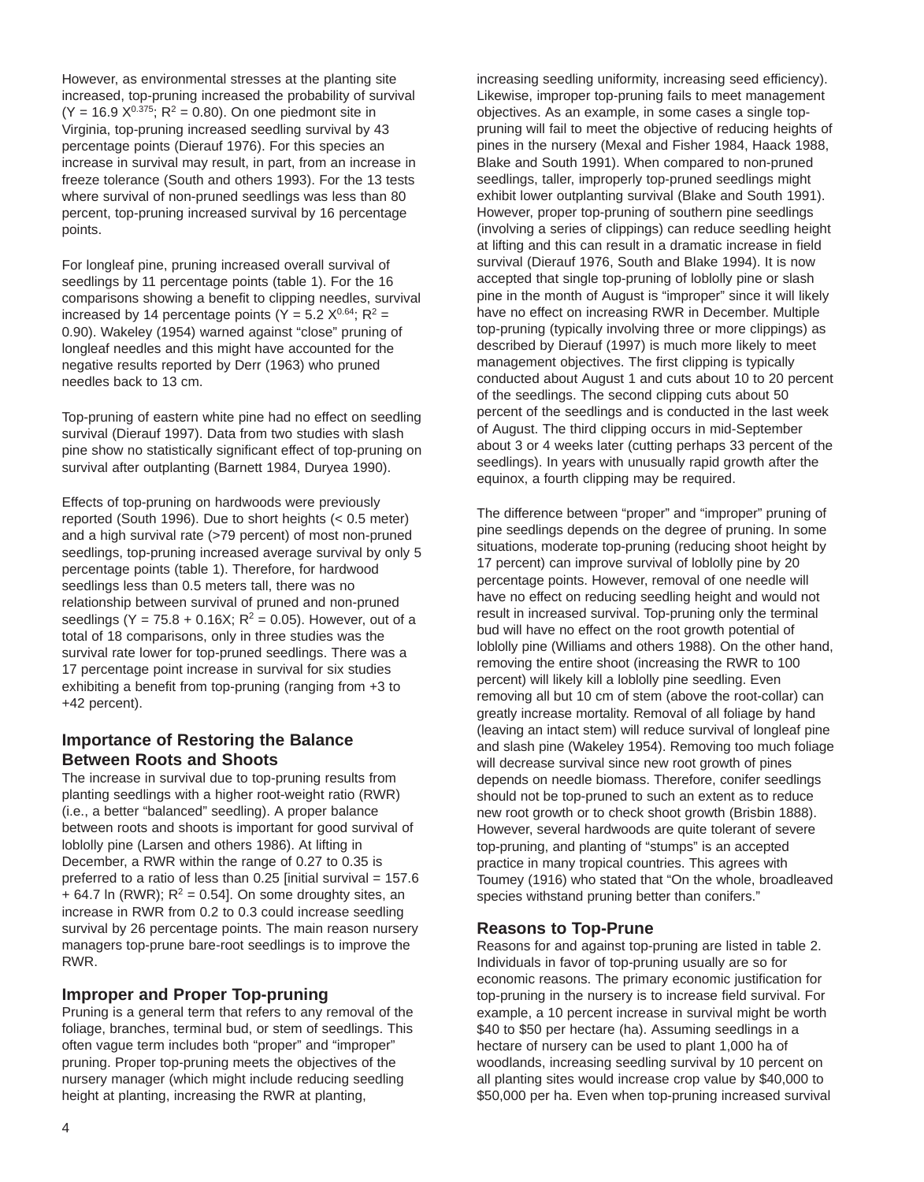However, as environmental stresses at the planting site increased, top-pruning increased the probability of survival ($Y = 16.9\ X^{0.375}$; $R^2 = 0.80$). On one piedmont site in Virginia, top-pruning increased seedling survival by 43 percentage points (Dierauf 1976). For this species an increase in survival may result, in part, from an increase in freeze tolerance (South and others 1993). For the 13 tests where survival of non-pruned seedlings was less than 80 percent, top-pruning increased survival by 16 percentage points.

For longleaf pine, pruning increased overall survival of seedlings by 11 percentage points (table 1). For the 16 comparisons showing a benefit to clipping needles, survival increased by 14 percentage points ($Y = 5.2\ X^{0.64}$; $R^2 = 0.90$). Wakeley (1954) warned against "close" pruning of longleaf needles and this might have accounted for the negative results reported by Derr (1963) who pruned needles back to 13 cm.

Top-pruning of eastern white pine had no effect on seedling survival (Dierauf 1997). Data from two studies with slash pine show no statistically significant effect of top-pruning on survival after outplanting (Barnett 1984, Duryea 1990).

Effects of top-pruning on hardwoods were previously reported (South 1996). Due to short heights (< 0.5 meter) and a high survival rate (>79 percent) of most non-pruned seedlings, top-pruning increased average survival by only 5 percentage points (table 1). Therefore, for hardwood seedlings less than 0.5 meters tall, there was no relationship between survival of pruned and non-pruned seedlings ($Y = 75.8 + 0.16X$; $R^2 = 0.05$). However, out of a total of 18 comparisons, only in three studies was the survival rate lower for top-pruned seedlings. There was a 17 percentage point increase in survival for six studies exhibiting a benefit from top-pruning (ranging from +3 to +42 percent).

## Importance of Restoring the Balance Between Roots and Shoots

The increase in survival due to top-pruning results from planting seedlings with a higher root-weight ratio (RWR) (i.e., a better "balanced" seedling). A proper balance between roots and shoots is important for good survival of loblolly pine (Larsen and others 1986). At lifting in December, a RWR within the range of 0.27 to 0.35 is preferred to a ratio of less than 0.25 [initial survival = $157.6 + 64.7\ \ln(\text{RWR})$; $R^2 = 0.54$]. On some droughty sites, an increase in RWR from 0.2 to 0.3 could increase seedling survival by 26 percentage points. The main reason nursery managers top-prune bare-root seedlings is to improve the RWR.

## Improper and Proper Top-pruning

Pruning is a general term that refers to any removal of the foliage, branches, terminal bud, or stem of seedlings. This often vague term includes both "proper" and "improper" pruning. Proper top-pruning meets the objectives of the nursery manager (which might include reducing seedling height at planting, increasing the RWR at planting, increasing seedling uniformity, increasing seed efficiency). Likewise, improper top-pruning fails to meet management objectives. As an example, in some cases a single top-pruning will fail to meet the objective of reducing heights of pines in the nursery (Mexal and Fisher 1984, Haack 1988, Blake and South 1991). When compared to non-pruned seedlings, taller, improperly top-pruned seedlings might exhibit lower outplanting survival (Blake and South 1991). However, proper top-pruning of southern pine seedlings (involving a series of clippings) can reduce seedling height at lifting and this can result in a dramatic increase in field survival (Dierauf 1976, South and Blake 1994). It is now accepted that single top-pruning of loblolly pine or slash pine in the month of August is "improper" since it will likely have no effect on increasing RWR in December. Multiple top-pruning (typically involving three or more clippings) as described by Dierauf (1997) is much more likely to meet management objectives. The first clipping is typically conducted about August 1 and cuts about 10 to 20 percent of the seedlings. The second clipping cuts about 50 percent of the seedlings and is conducted in the last week of August. The third clipping occurs in mid-September about 3 or 4 weeks later (cutting perhaps 33 percent of the seedlings). In years with unusually rapid growth after the equinox, a fourth clipping may be required.

The difference between "proper" and "improper" pruning of pine seedlings depends on the degree of pruning. In some situations, moderate top-pruning (reducing shoot height by 17 percent) can improve survival of loblolly pine by 20 percentage points. However, removal of one needle will have no effect on reducing seedling height and would not result in increased survival. Top-pruning only the terminal bud will have no effect on the root growth potential of loblolly pine (Williams and others 1988). On the other hand, removing the entire shoot (increasing the RWR to 100 percent) will likely kill a loblolly pine seedling. Even removing all but 10 cm of stem (above the root-collar) can greatly increase mortality. Removal of all foliage by hand (leaving an intact stem) will reduce survival of longleaf pine and slash pine (Wakeley 1954). Removing too much foliage will decrease survival since new root growth of pines depends on needle biomass. Therefore, conifer seedlings should not be top-pruned to such an extent as to reduce new root growth or to check shoot growth (Brisbin 1888). However, several hardwoods are quite tolerant of severe top-pruning, and planting of "stumps" is an accepted practice in many tropical countries. This agrees with Toumey (1916) who stated that "On the whole, broadleaved species withstand pruning better than conifers."

## Reasons to Top-Prune

Reasons for and against top-pruning are listed in table 2. Individuals in favor of top-pruning usually are so for economic reasons. The primary economic justification for top-pruning in the nursery is to increase field survival. For example, a 10 percent increase in survival might be worth \$40 to \$50 per hectare (ha). Assuming seedlings in a hectare of nursery can be used to plant 1,000 ha of woodlands, increasing seedling survival by 10 percent on all planting sites would increase crop value by \$40,000 to \$50,000 per ha. Even when top-pruning increased survival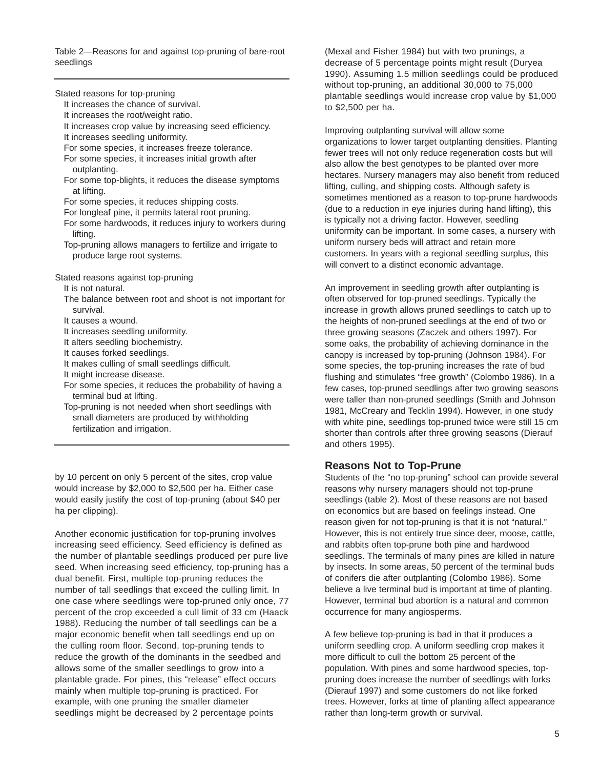Table 2—Reasons for and against top-pruning of bare-root seedlings

Stated reasons for top-pruning

- It increases the chance of survival.
- It increases the root/weight ratio.
- It increases crop value by increasing seed efficiency.
- It increases seedling uniformity.
- For some species, it increases freeze tolerance.
- For some species, it increases initial growth after outplanting.
- For some top-blights, it reduces the disease symptoms at lifting.
- For some species, it reduces shipping costs.
- For longleaf pine, it permits lateral root pruning.
- For some hardwoods, it reduces injury to workers during lifting.
- Top-pruning allows managers to fertilize and irrigate to produce large root systems.

Stated reasons against top-pruning

- It is not natural.
- The balance between root and shoot is not important for survival.
- It causes a wound.
- It increases seedling uniformity.
- It alters seedling biochemistry.
- It causes forked seedlings.
- It makes culling of small seedlings difficult.
- It might increase disease.
- For some species, it reduces the probability of having a terminal bud at lifting.
- Top-pruning is not needed when short seedlings with small diameters are produced by withholding fertilization and irrigation.

by 10 percent on only 5 percent of the sites, crop value would increase by $2,000 to $2,500 per ha. Either case would easily justify the cost of top-pruning (about $40 per ha per clipping).

Another economic justification for top-pruning involves increasing seed efficiency. Seed efficiency is defined as the number of plantable seedlings produced per pure live seed. When increasing seed efficiency, top-pruning has a dual benefit. First, multiple top-pruning reduces the number of tall seedlings that exceed the culling limit. In one case where seedlings were top-pruned only once, 77 percent of the crop exceeded a cull limit of 33 cm (Haack 1988). Reducing the number of tall seedlings can be a major economic benefit when tall seedlings end up on the culling room floor. Second, top-pruning tends to reduce the growth of the dominants in the seedbed and allows some of the smaller seedlings to grow into a plantable grade. For pines, this "release" effect occurs mainly when multiple top-pruning is practiced. For example, with one pruning the smaller diameter seedlings might be decreased by 2 percentage points (Mexal and Fisher 1984) but with two prunings, a decrease of 5 percentage points might result (Duryea 1990). Assuming 1.5 million seedlings could be produced without top-pruning, an additional 30,000 to 75,000 plantable seedlings would increase crop value by $1,000 to $2,500 per ha.

Improving outplanting survival will allow some organizations to lower target outplanting densities. Planting fewer trees will not only reduce regeneration costs but will also allow the best genotypes to be planted over more hectares. Nursery managers may also benefit from reduced lifting, culling, and shipping costs. Although safety is sometimes mentioned as a reason to top-prune hardwoods (due to a reduction in eye injuries during hand lifting), this is typically not a driving factor. However, seedling uniformity can be important. In some cases, a nursery with uniform nursery beds will attract and retain more customers. In years with a regional seedling surplus, this will convert to a distinct economic advantage.

An improvement in seedling growth after outplanting is often observed for top-pruned seedlings. Typically the increase in growth allows pruned seedlings to catch up to the heights of non-pruned seedlings at the end of two or three growing seasons (Zaczek and others 1997). For some oaks, the probability of achieving dominance in the canopy is increased by top-pruning (Johnson 1984). For some species, the top-pruning increases the rate of bud flushing and stimulates "free growth" (Colombo 1986). In a few cases, top-pruned seedlings after two growing seasons were taller than non-pruned seedlings (Smith and Johnson 1981, McCreary and Tecklin 1994). However, in one study with white pine, seedlings top-pruned twice were still 15 cm shorter than controls after three growing seasons (Dierauf and others 1995).

## Reasons Not to Top-Prune

Students of the "no top-pruning" school can provide several reasons why nursery managers should not top-prune seedlings (table 2). Most of these reasons are not based on economics but are based on feelings instead. One reason given for not top-pruning is that it is not "natural." However, this is not entirely true since deer, moose, cattle, and rabbits often top-prune both pine and hardwood seedlings. The terminals of many pines are killed in nature by insects. In some areas, 50 percent of the terminal buds of conifers die after outplanting (Colombo 1986). Some believe a live terminal bud is important at time of planting. However, terminal bud abortion is a natural and common occurrence for many angiosperms.

A few believe top-pruning is bad in that it produces a uniform seedling crop. A uniform seedling crop makes it more difficult to cull the bottom 25 percent of the population. With pines and some hardwood species, top-pruning does increase the number of seedlings with forks (Dierauf 1997) and some customers do not like forked trees. However, forks at time of planting affect appearance rather than long-term growth or survival.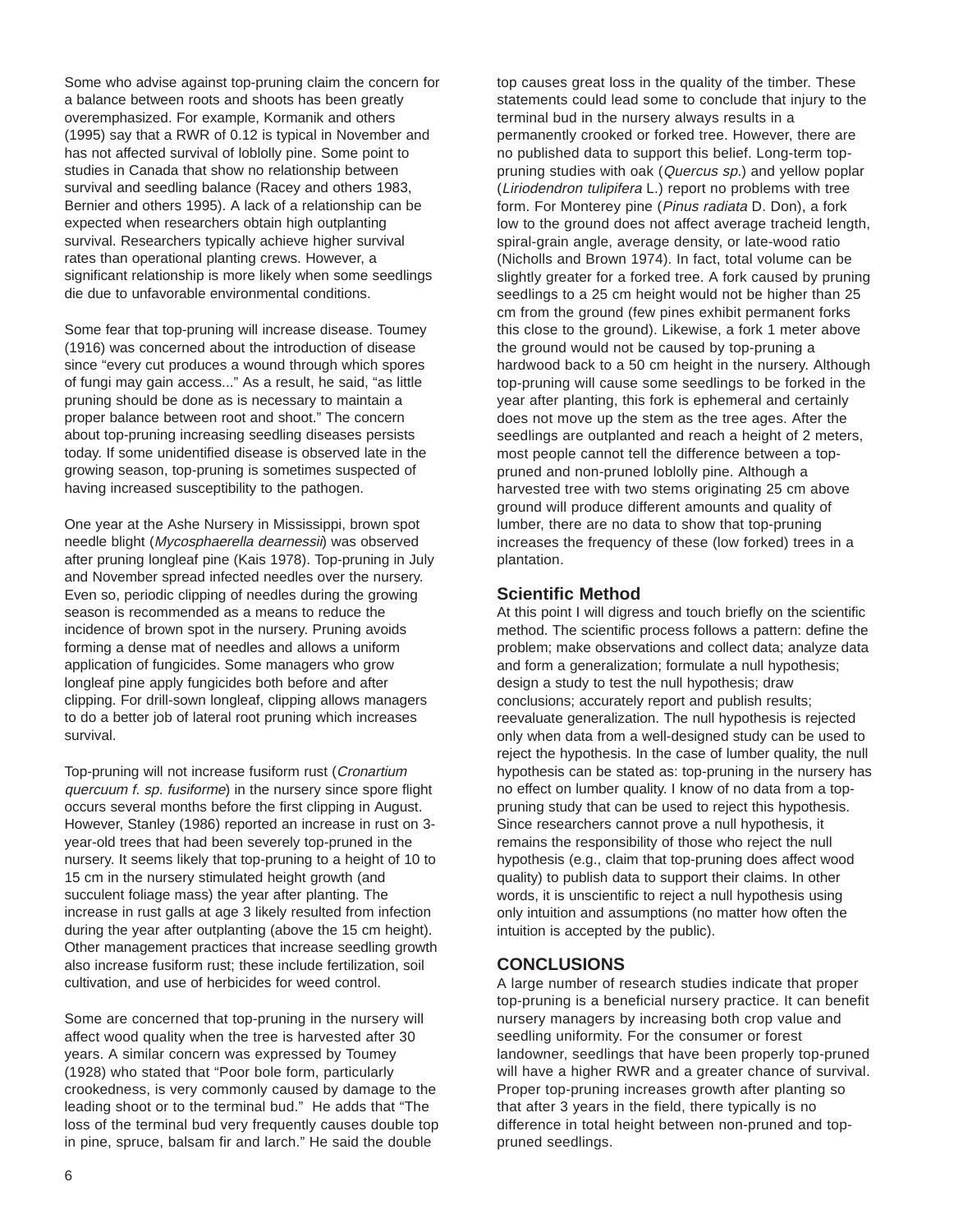Some who advise against top-pruning claim the concern for a balance between roots and shoots has been greatly overemphasized. For example, Kormanik and others (1995) say that a RWR of 0.12 is typical in November and has not affected survival of loblolly pine. Some point to studies in Canada that show no relationship between survival and seedling balance (Racey and others 1983, Bernier and others 1995). A lack of a relationship can be expected when researchers obtain high outplanting survival. Researchers typically achieve higher survival rates than operational planting crews. However, a significant relationship is more likely when some seedlings die due to unfavorable environmental conditions.

Some fear that top-pruning will increase disease. Toumey (1916) was concerned about the introduction of disease since "every cut produces a wound through which spores of fungi may gain access..." As a result, he said, "as little pruning should be done as is necessary to maintain a proper balance between root and shoot." The concern about top-pruning increasing seedling diseases persists today. If some unidentified disease is observed late in the growing season, top-pruning is sometimes suspected of having increased susceptibility to the pathogen.

One year at the Ashe Nursery in Mississippi, brown spot needle blight (*Mycosphaerella dearnessii*) was observed after pruning longleaf pine (Kais 1978). Top-pruning in July and November spread infected needles over the nursery. Even so, periodic clipping of needles during the growing season is recommended as a means to reduce the incidence of brown spot in the nursery. Pruning avoids forming a dense mat of needles and allows a uniform application of fungicides. Some managers who grow longleaf pine apply fungicides both before and after clipping. For drill-sown longleaf, clipping allows managers to do a better job of lateral root pruning which increases survival.

Top-pruning will not increase fusiform rust (*Cronartium quercuum f. sp. fusiforme*) in the nursery since spore flight occurs several months before the first clipping in August. However, Stanley (1986) reported an increase in rust on 3-year-old trees that had been severely top-pruned in the nursery. It seems likely that top-pruning to a height of 10 to 15 cm in the nursery stimulated height growth (and succulent foliage mass) the year after planting. The increase in rust galls at age 3 likely resulted from infection during the year after outplanting (above the 15 cm height). Other management practices that increase seedling growth also increase fusiform rust; these include fertilization, soil cultivation, and use of herbicides for weed control.

Some are concerned that top-pruning in the nursery will affect wood quality when the tree is harvested after 30 years. A similar concern was expressed by Toumey (1928) who stated that "Poor bole form, particularly crookedness, is very commonly caused by damage to the leading shoot or to the terminal bud." He adds that "The loss of the terminal bud very frequently causes double top in pine, spruce, balsam fir and larch." He said the double top causes great loss in the quality of the timber. These statements could lead some to conclude that injury to the terminal bud in the nursery always results in a permanently crooked or forked tree. However, there are no published data to support this belief. Long-term top-pruning studies with oak (*Quercus sp.*) and yellow poplar (*Liriodendron tulipifera* L.) report no problems with tree form. For Monterey pine (*Pinus radiata* D. Don), a fork low to the ground does not affect average tracheid length, spiral-grain angle, average density, or late-wood ratio (Nicholls and Brown 1974). In fact, total volume can be slightly greater for a forked tree. A fork caused by pruning seedlings to a 25 cm height would not be higher than 25 cm from the ground (few pines exhibit permanent forks this close to the ground). Likewise, a fork 1 meter above the ground would not be caused by top-pruning a hardwood back to a 50 cm height in the nursery. Although top-pruning will cause some seedlings to be forked in the year after planting, this fork is ephemeral and certainly does not move up the stem as the tree ages. After the seedlings are outplanted and reach a height of 2 meters, most people cannot tell the difference between a top-pruned and non-pruned loblolly pine. Although a harvested tree with two stems originating 25 cm above ground will produce different amounts and quality of lumber, there are no data to show that top-pruning increases the frequency of these (low forked) trees in a plantation.

## Scientific Method

At this point I will digress and touch briefly on the scientific method. The scientific process follows a pattern: define the problem; make observations and collect data; analyze data and form a generalization; formulate a null hypothesis; design a study to test the null hypothesis; draw conclusions; accurately report and publish results; reevaluate generalization. The null hypothesis is rejected only when data from a well-designed study can be used to reject the hypothesis. In the case of lumber quality, the null hypothesis can be stated as: top-pruning in the nursery has no effect on lumber quality. I know of no data from a top-pruning study that can be used to reject this hypothesis. Since researchers cannot prove a null hypothesis, it remains the responsibility of those who reject the null hypothesis (e.g., claim that top-pruning does affect wood quality) to publish data to support their claims. In other words, it is unscientific to reject a null hypothesis using only intuition and assumptions (no matter how often the intuition is accepted by the public).

## CONCLUSIONS

A large number of research studies indicate that proper top-pruning is a beneficial nursery practice. It can benefit nursery managers by increasing both crop value and seedling uniformity. For the consumer or forest landowner, seedlings that have been properly top-pruned will have a higher RWR and a greater chance of survival. Proper top-pruning increases growth after planting so that after 3 years in the field, there typically is no difference in total height between non-pruned and top-pruned seedlings.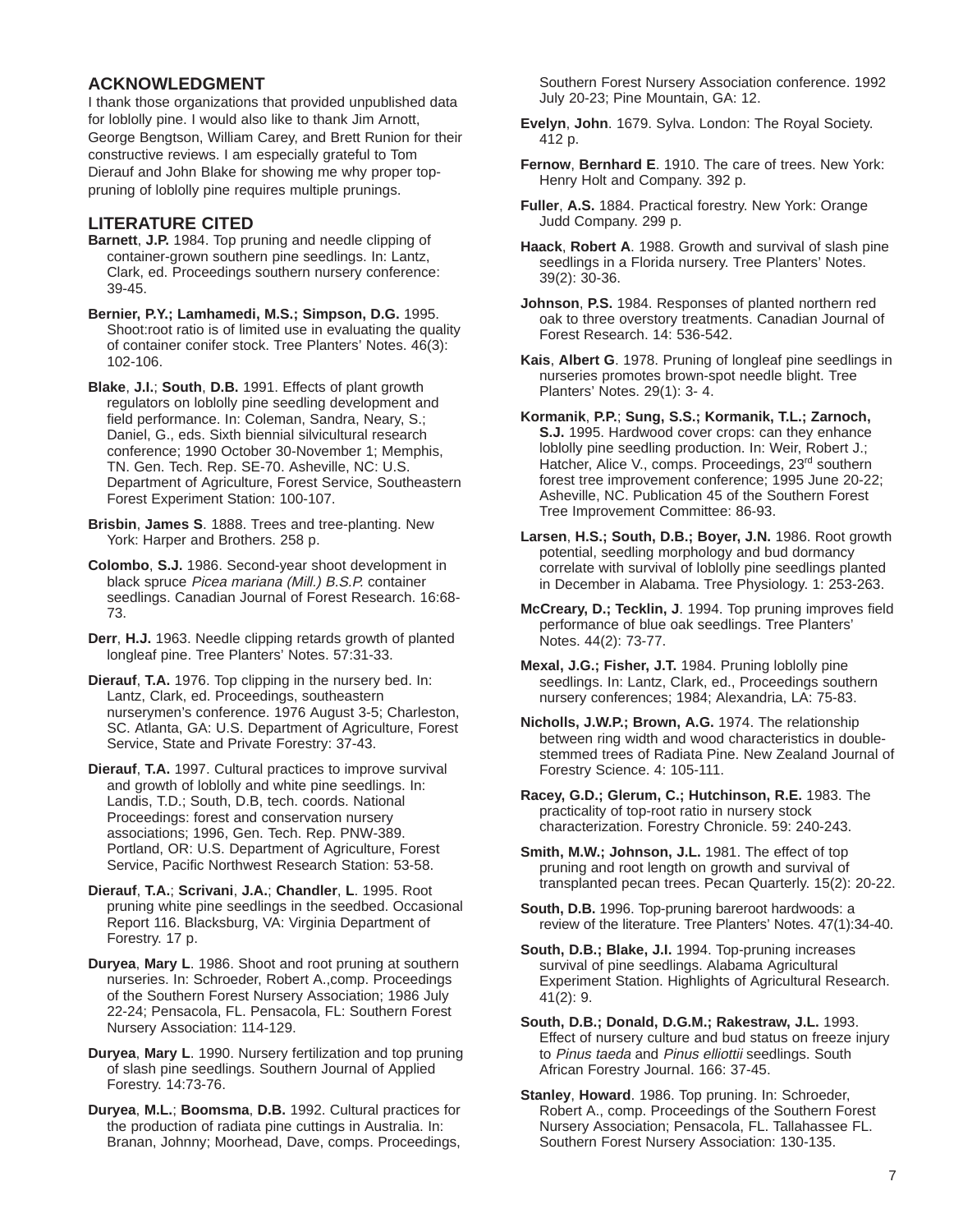## ACKNOWLEDGMENT

I thank those organizations that provided unpublished data for loblolly pine. I would also like to thank Jim Arnott, George Bengtson, William Carey, and Brett Runion for their constructive reviews. I am especially grateful to Tom Dierauf and John Blake for showing me why proper top-pruning of loblolly pine requires multiple prunings.

## LITERATURE CITED

**Barnett**, **J.P.** 1984. Top pruning and needle clipping of container-grown southern pine seedlings. In: Lantz, Clark, ed. Proceedings southern nursery conference: 39-45.

**Bernier, P.Y.; Lamhamedi, M.S.; Simpson, D.G.** 1995. Shoot:root ratio is of limited use in evaluating the quality of container conifer stock. Tree Planters' Notes. 46(3): 102-106.

**Blake**, **J.I.**; **South**, **D.B.** 1991. Effects of plant growth regulators on loblolly pine seedling development and field performance. In: Coleman, Sandra, Neary, S.; Daniel, G., eds. Sixth biennial silvicultural research conference; 1990 October 30-November 1; Memphis, TN. Gen. Tech. Rep. SE-70. Asheville, NC: U.S. Department of Agriculture, Forest Service, Southeastern Forest Experiment Station: 100-107.

**Brisbin**, **James S**. 1888. Trees and tree-planting. New York: Harper and Brothers. 258 p.

**Colombo**, **S.J.** 1986. Second-year shoot development in black spruce *Picea mariana (Mill.) B.S.P.* container seedlings. Canadian Journal of Forest Research. 16:68-73.

**Derr**, **H.J.** 1963. Needle clipping retards growth of planted longleaf pine. Tree Planters' Notes. 57:31-33.

**Dierauf**, **T.A.** 1976. Top clipping in the nursery bed. In: Lantz, Clark, ed. Proceedings, southeastern nurserymen's conference. 1976 August 3-5; Charleston, SC. Atlanta, GA: U.S. Department of Agriculture, Forest Service, State and Private Forestry: 37-43.

**Dierauf**, **T.A.** 1997. Cultural practices to improve survival and growth of loblolly and white pine seedlings. In: Landis, T.D.; South, D.B, tech. coords. National Proceedings: forest and conservation nursery associations; 1996, Gen. Tech. Rep. PNW-389. Portland, OR: U.S. Department of Agriculture, Forest Service, Pacific Northwest Research Station: 53-58.

**Dierauf**, **T.A.**; **Scrivani**, **J.A.**; **Chandler**, **L**. 1995. Root pruning white pine seedlings in the seedbed. Occasional Report 116. Blacksburg, VA: Virginia Department of Forestry. 17 p.

**Duryea**, **Mary L**. 1986. Shoot and root pruning at southern nurseries. In: Schroeder, Robert A.,comp. Proceedings of the Southern Forest Nursery Association; 1986 July 22-24; Pensacola, FL. Pensacola, FL: Southern Forest Nursery Association: 114-129.

**Duryea**, **Mary L**. 1990. Nursery fertilization and top pruning of slash pine seedlings. Southern Journal of Applied Forestry. 14:73-76.

**Duryea**, **M.L.**; **Boomsma**, **D.B.** 1992. Cultural practices for the production of radiata pine cuttings in Australia. In: Branan, Johnny; Moorhead, Dave, comps. Proceedings, Southern Forest Nursery Association conference. 1992 July 20-23; Pine Mountain, GA: 12.

**Evelyn**, **John**. 1679. Sylva. London: The Royal Society. 412 p.

**Fernow**, **Bernhard E**. 1910. The care of trees. New York: Henry Holt and Company. 392 p.

**Fuller**, **A.S.** 1884. Practical forestry. New York: Orange Judd Company. 299 p.

**Haack**, **Robert A**. 1988. Growth and survival of slash pine seedlings in a Florida nursery. Tree Planters' Notes. 39(2): 30-36.

**Johnson**, **P.S.** 1984. Responses of planted northern red oak to three overstory treatments. Canadian Journal of Forest Research. 14: 536-542.

**Kais**, **Albert G**. 1978. Pruning of longleaf pine seedlings in nurseries promotes brown-spot needle blight. Tree Planters' Notes. 29(1): 3- 4.

**Kormanik**, **P.P.**; **Sung, S.S.; Kormanik, T.L.; Zarnoch, S.J.** 1995. Hardwood cover crops: can they enhance loblolly pine seedling production. In: Weir, Robert J.; Hatcher, Alice V., comps. Proceedings, 23rd southern forest tree improvement conference; 1995 June 20-22; Asheville, NC. Publication 45 of the Southern Forest Tree Improvement Committee: 86-93.

**Larsen**, **H.S.; South, D.B.; Boyer, J.N.** 1986. Root growth potential, seedling morphology and bud dormancy correlate with survival of loblolly pine seedlings planted in December in Alabama. Tree Physiology. 1: 253-263.

**McCreary, D.; Tecklin, J**. 1994. Top pruning improves field performance of blue oak seedlings. Tree Planters' Notes. 44(2): 73-77.

**Mexal, J.G.; Fisher, J.T.** 1984. Pruning loblolly pine seedlings. In: Lantz, Clark, ed., Proceedings southern nursery conferences; 1984; Alexandria, LA: 75-83.

**Nicholls, J.W.P.; Brown, A.G.** 1974. The relationship between ring width and wood characteristics in double-stemmed trees of Radiata Pine. New Zealand Journal of Forestry Science. 4: 105-111.

**Racey, G.D.; Glerum, C.; Hutchinson, R.E.** 1983. The practicality of top-root ratio in nursery stock characterization. Forestry Chronicle. 59: 240-243.

**Smith, M.W.; Johnson, J.L.** 1981. The effect of top pruning and root length on growth and survival of transplanted pecan trees. Pecan Quarterly. 15(2): 20-22.

**South, D.B.** 1996. Top-pruning bareroot hardwoods: a review of the literature. Tree Planters' Notes. 47(1):34-40.

**South, D.B.; Blake, J.I.** 1994. Top-pruning increases survival of pine seedlings. Alabama Agricultural Experiment Station. Highlights of Agricultural Research. 41(2): 9.

**South, D.B.; Donald, D.G.M.; Rakestraw, J.L.** 1993. Effect of nursery culture and bud status on freeze injury to *Pinus taeda* and *Pinus elliottii* seedlings. South African Forestry Journal. 166: 37-45.

**Stanley**, **Howard**. 1986. Top pruning. In: Schroeder, Robert A., comp. Proceedings of the Southern Forest Nursery Association; Pensacola, FL. Tallahassee FL. Southern Forest Nursery Association: 130-135.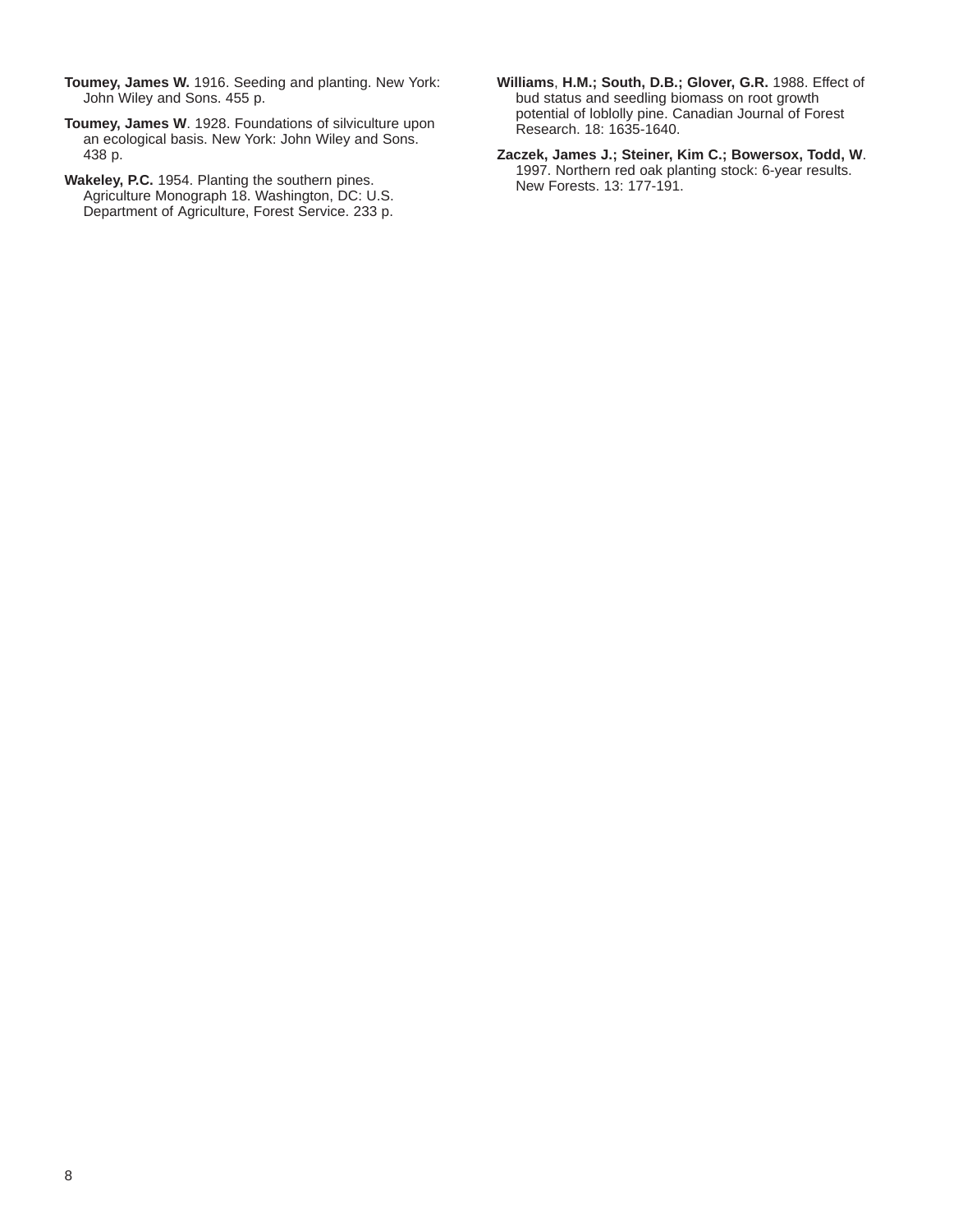**Toumey, James W.** 1916. Seeding and planting. New York: John Wiley and Sons. 455 p.

**Toumey, James W**. 1928. Foundations of silviculture upon an ecological basis. New York: John Wiley and Sons. 438 p.

**Wakeley, P.C.** 1954. Planting the southern pines. Agriculture Monograph 18. Washington, DC: U.S. Department of Agriculture, Forest Service. 233 p.

**Williams**, **H.M.; South, D.B.; Glover, G.R.** 1988. Effect of bud status and seedling biomass on root growth potential of loblolly pine. Canadian Journal of Forest Research. 18: 1635-1640.

**Zaczek, James J.; Steiner, Kim C.; Bowersox, Todd, W**. 1997. Northern red oak planting stock: 6-year results. New Forests. 13: 177-191.